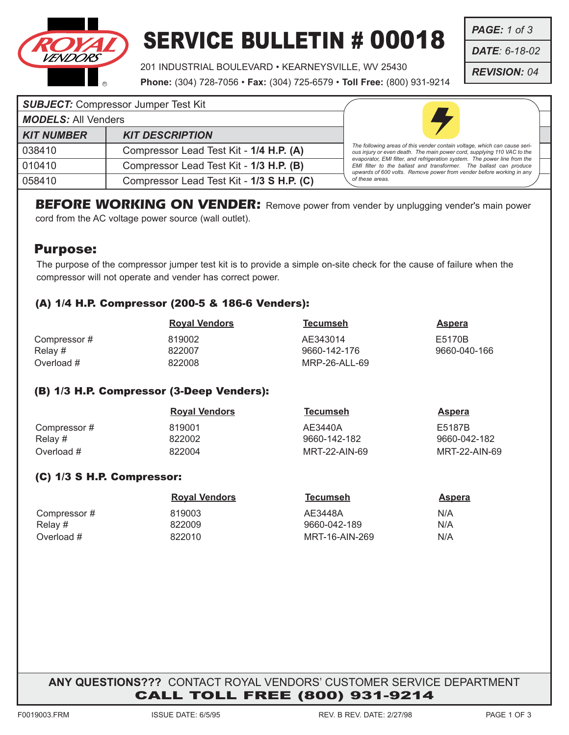# SERVICE BULLETIN # 00018

201 INDUSTRIAL BOULEVARD • KEARNEYSVILLE, WV 25430
**Phone:** (304) 728-7056 • **Fax:** (304) 725-6579 • **Toll Free:** (800) 931-9214

*PAGE:* *1 of 3*
*DATE*: *6-18-02*
*REVISION:* *04*

***SUBJECT:*** Compressor Jumper Test Kit

***MODELS:*** All Venders

| ***KIT NUMBER*** | ***KIT DESCRIPTION*** |
|---|---|
| 038410 | Compressor Lead Test Kit - **1/4 H.P. (A)** |
| 010410 | Compressor Lead Test Kit - **1/3 H.P. (B)** |
| 058410 | Compressor Lead Test Kit - **1/3 S H.P. (C)** |

*The following areas of this vender contain voltage, which can cause serious injury or even death. The main power cord, supplying 110 VAC to the evaporator, EMI filter, and refrigeration system. The power line from the EMI filter to the ballast and transformer. The ballast can produce upwards of 600 volts. Remove power from vender before working in any of these areas.*

**BEFORE WORKING ON VENDER:** Remove power from vender by unplugging vender's main power cord from the AC voltage power source (wall outlet).

## Purpose:

The purpose of the compressor jumper test kit is to provide a simple on-site check for the cause of failure when the compressor will not operate and vender has correct power.

### (A) 1/4 H.P. Compressor (200-5 & 186-6 Venders):

| | Royal Vendors | Tecumseh | Aspera |
|---|---|---|---|
| Compressor # | 819002 | AE343014 | E5170B |
| Relay # | 822007 | 9660-142-176 | 9660-040-166 |
| Overload # | 822008 | MRP-26-ALL-69 | |

### (B) 1/3 H.P. Compressor (3-Deep Venders):

| | Royal Vendors | Tecumseh | Aspera |
|---|---|---|---|
| Compressor # | 819001 | AE3440A | E5187B |
| Relay # | 822002 | 9660-142-182 | 9660-042-182 |
| Overload # | 822004 | MRT-22-AIN-69 | MRT-22-AIN-69 |

### (C) 1/3 S H.P. Compressor:

| | Royal Vendors | Tecumseh | Aspera |
|---|---|---|---|
| Compressor # | 819003 | AE3448A | N/A |
| Relay # | 822009 | 9660-042-189 | N/A |
| Overload # | 822010 | MRT-16-AIN-269 | N/A |

**ANY QUESTIONS???** CONTACT ROYAL VENDORS' CUSTOMER SERVICE DEPARTMENT
**CALL TOLL FREE (800) 931-9214**

F0019003.FRM ISSUE DATE: 6/5/95 REV. B REV. DATE: 2/27/98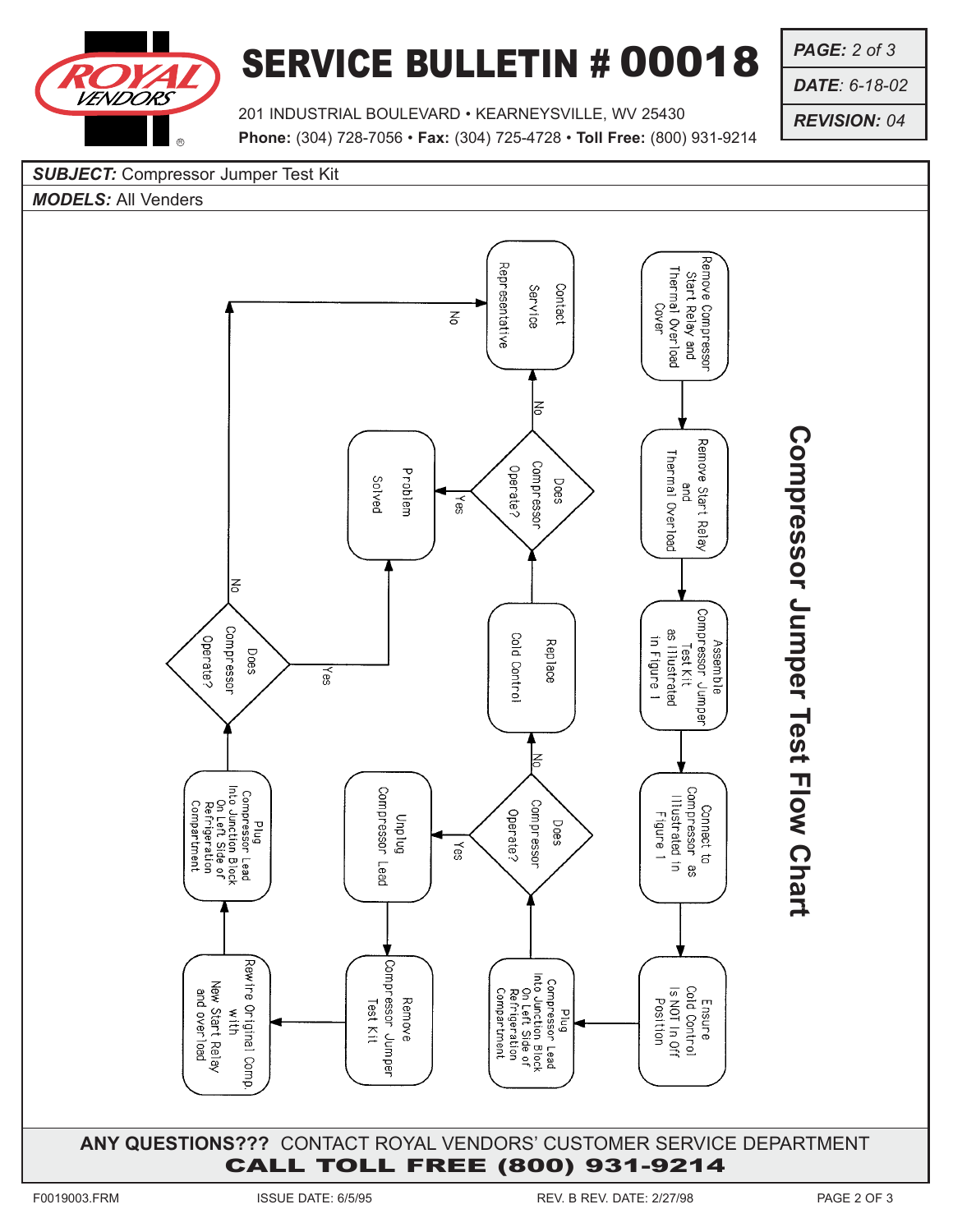# SERVICE BULLETIN # 00018

201 INDUSTRIAL BOULEVARD • KEARNEYSVILLE, WV 25430
**Phone:** (304) 728-7056 • **Fax:** (304) 725-4728 • **Toll Free:** (800) 931-9214

***PAGE:*** *2 of 3*
***DATE:*** *6-18-02*
***REVISION:*** *04*

***SUBJECT:*** Compressor Jumper Test Kit

***MODELS:*** All Venders

## Compressor Jumper Test Flow Chart

1. Remove Compressor Start Relay and Thermal Overload Cover
2. Remove Start Relay and Thermal Overload
3. Assemble Compressor Jumper Test Kit as Illustrated in Figure 1
4. Connect to Compressor as Illustrated in Figure 1
5. Ensure Cold Control Is NOT In Off Position
6. Plug Compressor Lead Into Junction Block On Left Side of Refrigeration Compartment
7. Does Compressor Operate?
   - **No** → Replace Cold Control → Does Compressor Operate?
     - **Yes** → Problem Solved
     - **No** → Contact Service Representative
   - **Yes** → Unplug Compressor Lead → Remove Compressor Jumper Test Kit → Rewire Original Comp. with New Start Relay and overload → Plug Compressor Lead Into Junction Block On Left Side of Refrigeration Compartment → Does Compressor Operate?
     - **Yes** → Problem Solved
     - **No** → Contact Service Representative

**ANY QUESTIONS???** CONTACT ROYAL VENDORS' CUSTOMER SERVICE DEPARTMENT
**CALL TOLL FREE (800) 931-9214**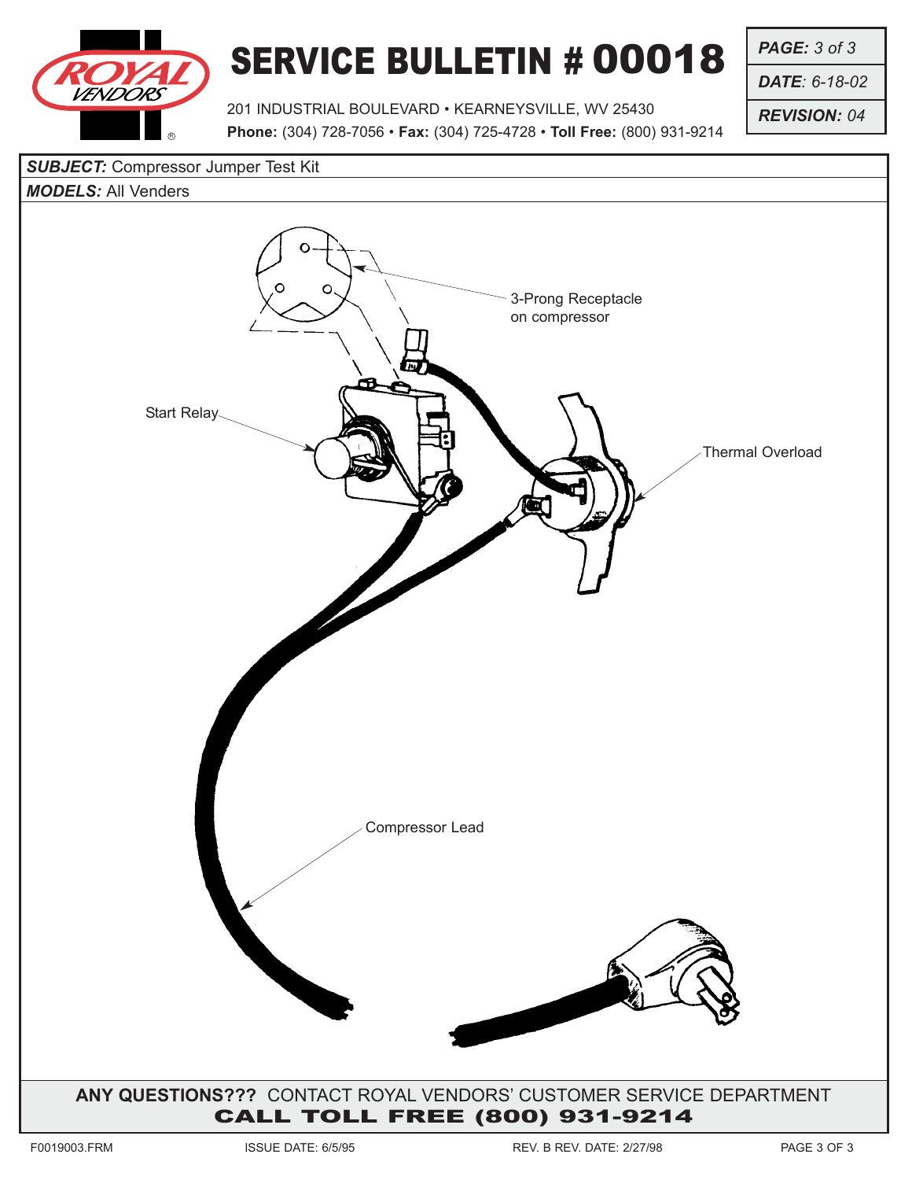# SERVICE BULLETIN # 00018

ROYAL VENDORS

201 INDUSTRIAL BOULEVARD • KEARNEYSVILLE, WV 25430
**Phone:** (304) 728-7056 • **Fax:** (304) 725-4728 • **Toll Free:** (800) 931-9214

***PAGE:*** *3 of 3*
***DATE:*** *6-18-02*
***REVISION:*** *04*

***SUBJECT:*** Compressor Jumper Test Kit
***MODELS:*** All Venders

3-Prong Receptacle on compressor

Start Relay

Thermal Overload

Compressor Lead

**ANY QUESTIONS???** CONTACT ROYAL VENDORS' CUSTOMER SERVICE DEPARTMENT
**CALL TOLL FREE (800) 931-9214**

F0019003.FRM ISSUE DATE: 6/5/95 REV. B REV. DATE: 2/27/98